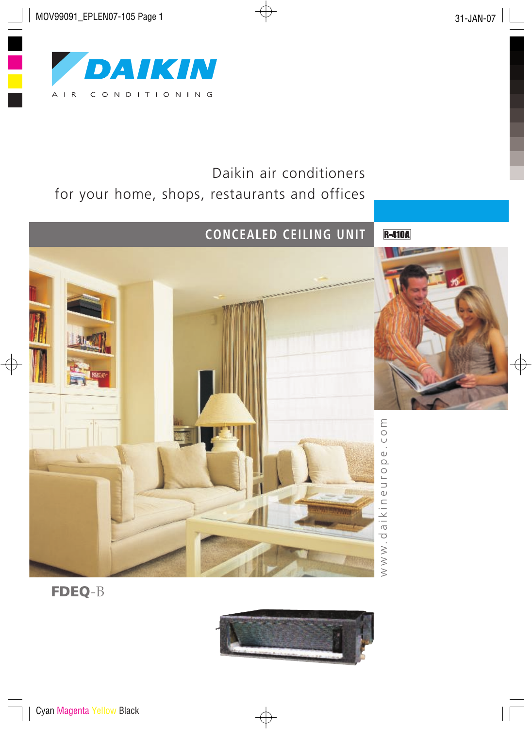# DAIKIN

AIR CONDITIONING

Daikin air conditioners
for your home, shops, restaurants and offices

## CONCEALED CEILING UNIT

R-410A

www.daikineurope.com

**FDEQ**-B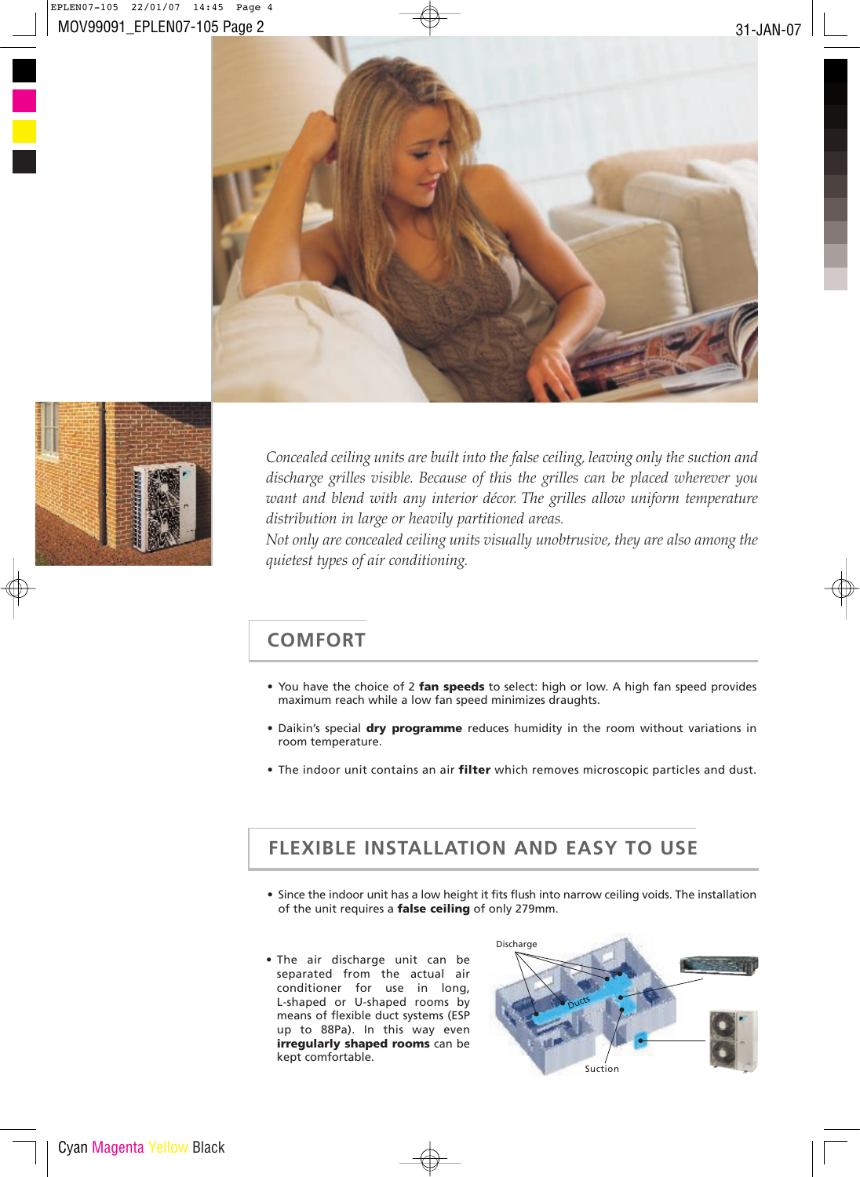*Concealed ceiling units are built into the false ceiling, leaving only the suction and discharge grilles visible. Because of this the grilles can be placed wherever you want and blend with any interior décor. The grilles allow uniform temperature distribution in large or heavily partitioned areas.*
*Not only are concealed ceiling units visually unobtrusive, they are also among the quietest types of air conditioning.*

## COMFORT

- You have the choice of 2 **fan speeds** to select: high or low. A high fan speed provides maximum reach while a low fan speed minimizes draughts.
- Daikin's special **dry programme** reduces humidity in the room without variations in room temperature.
- The indoor unit contains an air **filter** which removes microscopic particles and dust.

## FLEXIBLE INSTALLATION AND EASY TO USE

- Since the indoor unit has a low height it fits flush into narrow ceiling voids. The installation of the unit requires a **false ceiling** of only 279mm.
- The air discharge unit can be separated from the actual air conditioner for use in long, L-shaped or U-shaped rooms by means of flexible duct systems (ESP up to 88Pa). In this way even **irregularly shaped rooms** can be kept comfortable.

Discharge

Ducts

Suction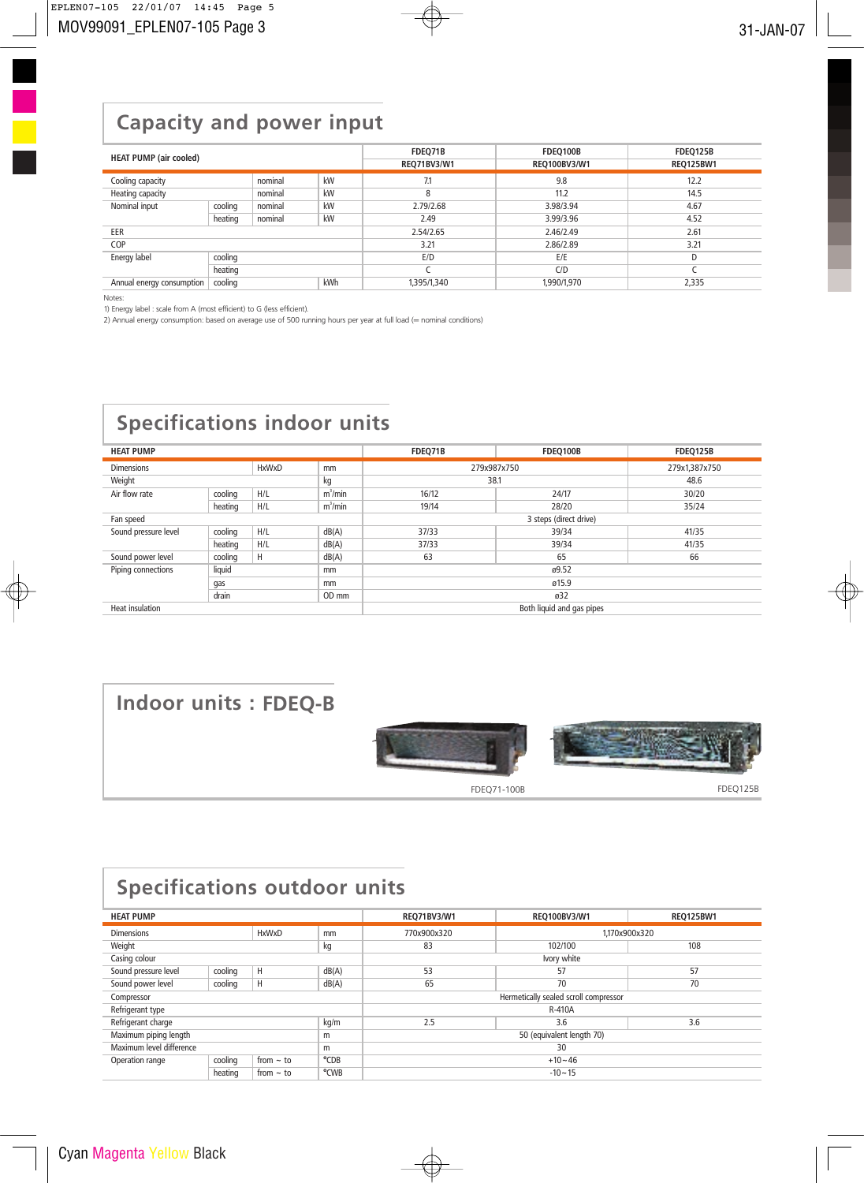## Capacity and power input

| HEAT PUMP (air cooled) | | | | FDEQ71B<br>REQ71BV3/W1 | FDEQ100B<br>REQ100BV3/W1 | FDEQ125B<br>REQ125BW1 |
|---|---|---|---|---|---|---|
| Cooling capacity | | nominal | kW | 7.1 | 9.8 | 12.2 |
| Heating capacity | | nominal | kW | 8 | 11.2 | 14.5 |
| Nominal input | cooling | nominal | kW | 2.79/2.68 | 3.98/3.94 | 4.67 |
| | heating | nominal | kW | 2.49 | 3.99/3.96 | 4.52 |
| EER | | | | 2.54/2.65 | 2.46/2.49 | 2.61 |
| COP | | | | 3.21 | 2.86/2.89 | 3.21 |
| Energy label | cooling | | | E/D | E/E | D |
| | heating | | | C | C/D | C |
| Annual energy consumption | cooling | | kWh | 1,395/1,340 | 1,990/1,970 | 2,335 |

Notes:

1) Energy label : scale from A (most efficient) to G (less efficient).

2) Annual energy consumption: based on average use of 500 running hours per year at full load (= nominal conditions)

## Specifications indoor units

| HEAT PUMP | | | | FDEQ71B | FDEQ100B | FDEQ125B |
|---|---|---|---|---|---|---|
| Dimensions | | HxWxD | mm | 279x987x750 | | 279x1,387x750 |
| Weight | | | kg | 38.1 | | 48.6 |
| Air flow rate | cooling | H/L | m³/min | 16/12 | 24/17 | 30/20 |
| | heating | H/L | m³/min | 19/14 | 28/20 | 35/24 |
| Fan speed | | | | 3 steps (direct drive) | | |
| Sound pressure level | cooling | H/L | dB(A) | 37/33 | 39/34 | 41/35 |
| | heating | H/L | dB(A) | 37/33 | 39/34 | 41/35 |
| Sound power level | cooling | H | dB(A) | 63 | 65 | 66 |
| Piping connections | liquid | | mm | ø9.52 | | |
| | gas | | mm | ø15.9 | | |
| | drain | | OD mm | ø32 | | |
| Heat insulation | | | | Both liquid and gas pipes | | |

## Indoor units : FDEQ-B

FDEQ71-100B

FDEQ125B

## Specifications outdoor units

| HEAT PUMP | | | | REQ71BV3/W1 | REQ100BV3/W1 | REQ125BW1 |
|---|---|---|---|---|---|---|
| Dimensions | | HxWxD | mm | 770x900x320 | 1,170x900x320 | |
| Weight | | | kg | 83 | 102/100 | 108 |
| Casing colour | | | | Ivory white | | |
| Sound pressure level | cooling | H | dB(A) | 53 | 57 | 57 |
| Sound power level | cooling | H | dB(A) | 65 | 70 | 70 |
| Compressor | | | | Hermetically sealed scroll compressor | | |
| Refrigerant type | | | | R-410A | | |
| Refrigerant charge | | | kg/m | 2.5 | 3.6 | 3.6 |
| Maximum piping length | | | m | 50 (equivalent length 70) | | |
| Maximum level difference | | | m | 30 | | |
| Operation range | cooling | from ~ to | °CDB | +10~46 | | |
| | heating | from ~ to | °CWB | -10~15 | | |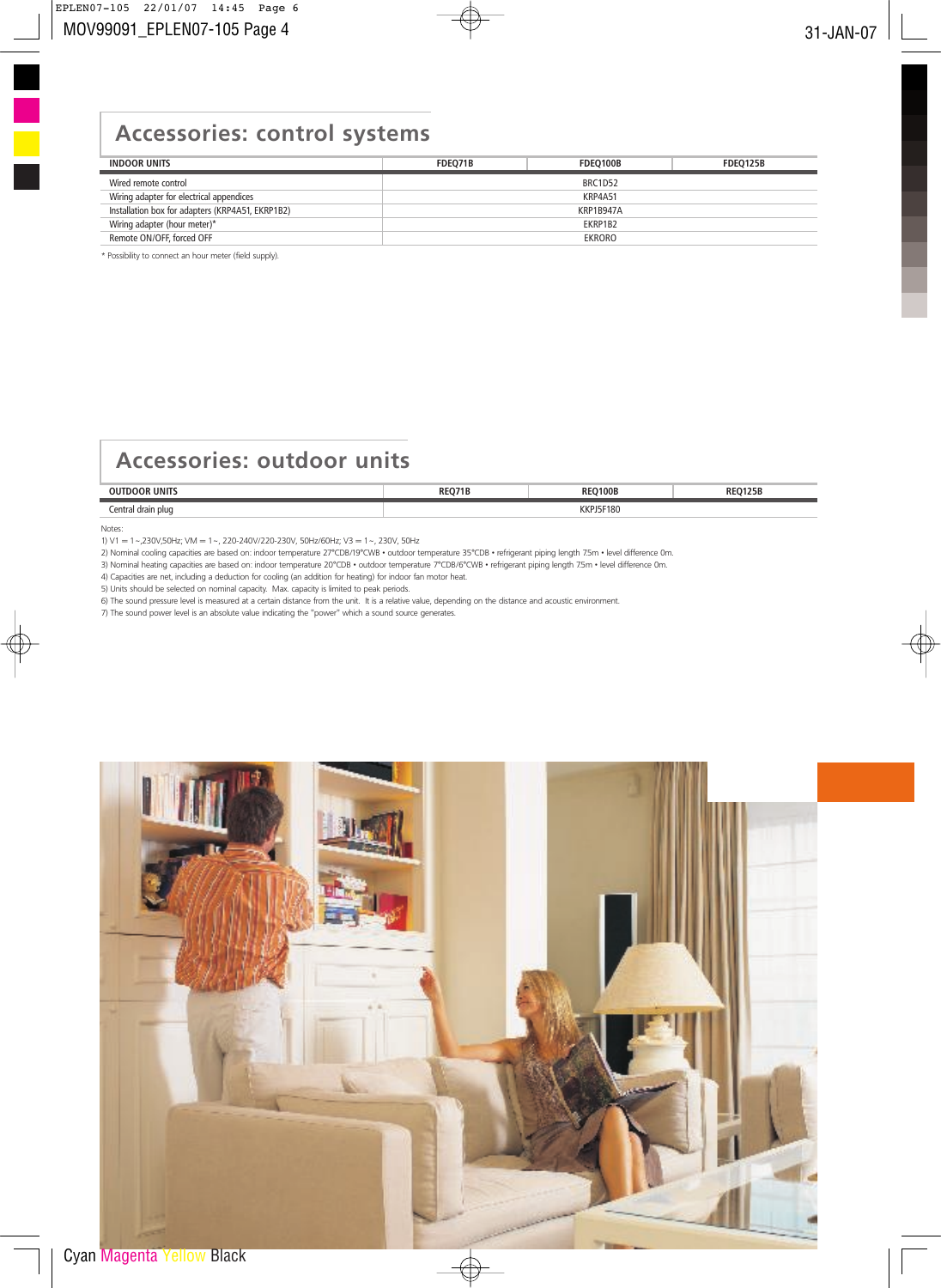## Accessories: control systems

| INDOOR UNITS | FDEQ71B | FDEQ100B | FDEQ125B |
|---|---|---|---|
| Wired remote control | | BRC1D52 | |
| Wiring adapter for electrical appendices | | KRP4A51 | |
| Installation box for adapters (KRP4A51, EKRP1B2) | | KRP1B947A | |
| Wiring adapter (hour meter)* | | EKRP1B2 | |
| Remote ON/OFF, forced OFF | | EKRORO | |

* Possibility to connect an hour meter (field supply).

## Accessories: outdoor units

| OUTDOOR UNITS | REQ71B | REQ100B | REQ125B |
|---|---|---|---|
| Central drain plug | | KKPJ5F180 | |

Notes:

1) V1 = 1~,230V,50Hz; VM = 1~, 220-240V/220-230V, 50Hz/60Hz; V3 = 1~, 230V, 50Hz
2) Nominal cooling capacities are based on: indoor temperature 27°CDB/19°CWB • outdoor temperature 35°CDB • refrigerant piping length 7.5m • level difference 0m.
3) Nominal heating capacities are based on: indoor temperature 20°CDB • outdoor temperature 7°CDB/6°CWB • refrigerant piping length 7.5m • level difference 0m.
4) Capacities are net, including a deduction for cooling (an addition for heating) for indoor fan motor heat.
5) Units should be selected on nominal capacity. Max. capacity is limited to peak periods.
6) The sound pressure level is measured at a certain distance from the unit. It is a relative value, depending on the distance and acoustic environment.
7) The sound power level is an absolute value indicating the "power" which a sound source generates.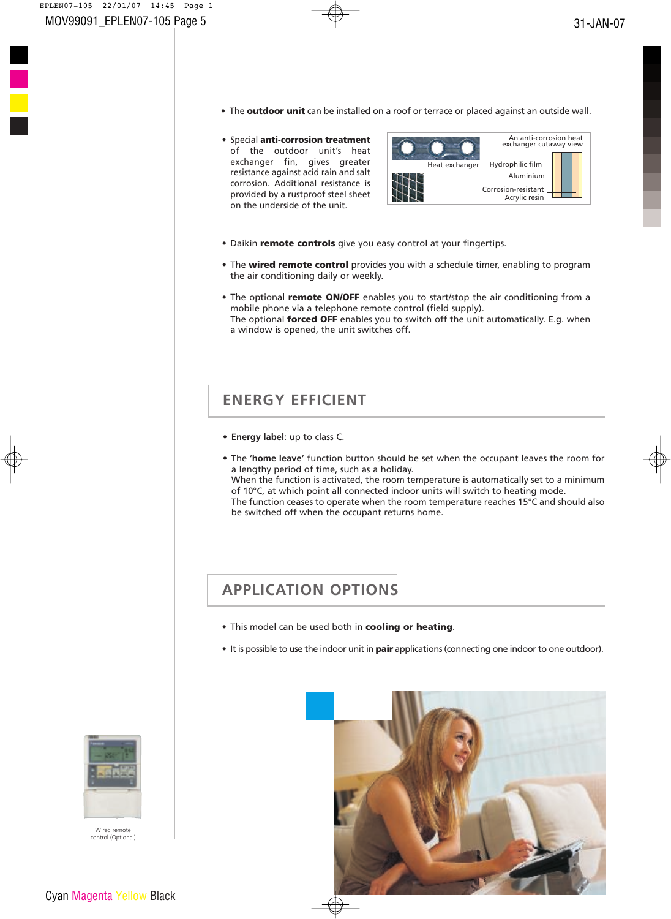- The **outdoor unit** can be installed on a roof or terrace or placed against an outside wall.

- Special **anti-corrosion treatment** of the outdoor unit's heat exchanger fin, gives greater resistance against acid rain and salt corrosion. Additional resistance is provided by a rustproof steel sheet on the underside of the unit.

An anti-corrosion heat exchanger cutaway view

Heat exchanger

Hydrophilic film

Aluminium

Corrosion-resistant Acrylic resin

- Daikin **remote controls** give you easy control at your fingertips.

- The **wired remote control** provides you with a schedule timer, enabling to program the air conditioning daily or weekly.

- The optional **remote ON/OFF** enables you to start/stop the air conditioning from a mobile phone via a telephone remote control (field supply).
  The optional **forced OFF** enables you to switch off the unit automatically. E.g. when a window is opened, the unit switches off.

## ENERGY EFFICIENT

- **Energy label**: up to class C.

- The '**home leave**' function button should be set when the occupant leaves the room for a lengthy period of time, such as a holiday.
  When the function is activated, the room temperature is automatically set to a minimum of 10°C, at which point all connected indoor units will switch to heating mode.
  The function ceases to operate when the room temperature reaches 15°C and should also be switched off when the occupant returns home.

## APPLICATION OPTIONS

- This model can be used both in **cooling or heating**.

- It is possible to use the indoor unit in **pair** applications (connecting one indoor to one outdoor).

Wired remote control (Optional)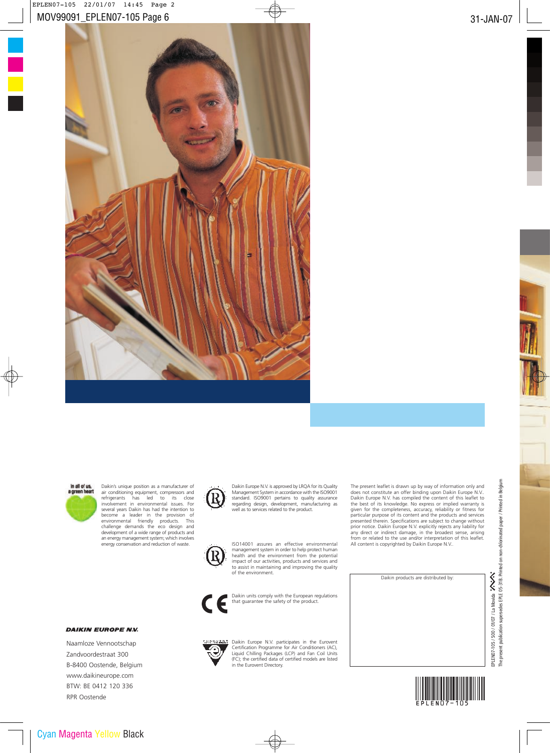In all of us, a green heart

Daikin's unique position as a manufacturer of air conditioning equipment, compressors and refrigerants has led to its close involvement in environmental issues. For several years Daikin has had the intention to become a leader in the provision of environmental friendly products. This challenge demands the eco design and development of a wide range of products and an energy management system; which involves energy conservation and reduction of waste.

Daikin Europe N.V. is approved by LRQA for its Quality Management System in accordance with the ISO9001 standard. ISO9001 pertains to quality assurance regarding design, development, manufacturing as well as to services related to the product.

ISO14001 assures an effective environmental management system in order to help protect human health and the environment from the potential impact of our activities, products and services and to assist in maintaining and improving the quality of the environment.

Daikin units comply with the European regulations that guarantee the safety of the product.

Daikin Europe N.V. participates in the Eurovent Certification Programme for Air Conditioners (AC), Liquid Chilling Packages (LCP) and Fan Coil Units (FC); the certified data of certified models are listed in the Eurovent Directory.

The present leaflet is drawn up by way of information only and does not constitute an offer binding upon Daikin Europe N.V.. Daikin Europe N.V. has compiled the content of this leaflet to the best of its knowledge. No express or implied warranty is given for the completeness, accuracy, reliability or fitness for particular purpose of its content and the products and services presented therein. Specifications are subject to change without prior notice. Daikin Europe N.V. explicitly rejects any liability for any direct or indirect damage, in the broadest sense, arising from or related to the use and/or interpretation of this leaflet. All content is copyrighted by Daikin Europe N.V..

Daikin products are distributed by:

**DAIKIN EUROPE N.V.**

Naamloze Vennootschap
Zandvoordestraat 300
B-8400 Oostende, Belgium
www.daikineurope.com
BTW: BE 0412 120 336
RPR Oostende

EPLEN07-105 / 500 / 01/07 / La Movida
The present publication supersedes EPLE 05-318. Printed on non-chlorinated paper / Printed in Belgium

EPLEN07-105